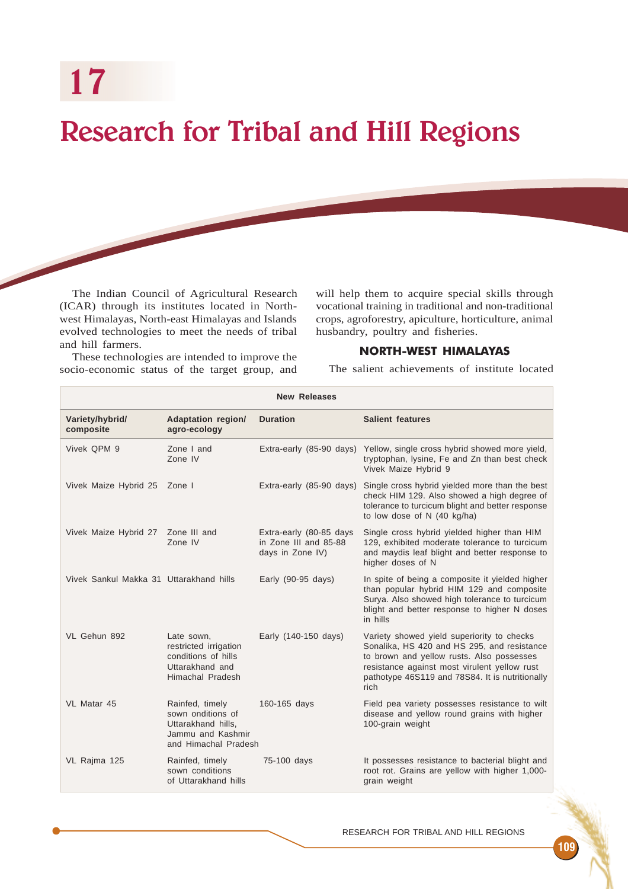# 17

# Research for Tribal and Hill Regions

The Indian Council of Agricultural Research (ICAR) through its institutes located in North-west Himalayas, North-east Himalayas and Islands evolved technologies to meet the needs of tribal and hill farmers.

These technologies are intended to improve the socio-economic status of the target group, and will help them to acquire special skills through vocational training in traditional and non-traditional crops, agroforestry, apiculture, horticulture, animal husbandry, poultry and fisheries.

## NORTH-WEST HIMALAYAS

The salient achievements of institute located

| New Releases | | | |
|---|---|---|---|
| **Variety/hybrid/ composite** | **Adaptation region/ agro-ecology** | **Duration** | **Salient features** |
| Vivek QPM 9 | Zone I and Zone IV | Extra-early (85-90 days) | Yellow, single cross hybrid showed more yield, tryptophan, lysine, Fe and Zn than best check Vivek Maize Hybrid 9 |
| Vivek Maize Hybrid 25 | Zone I | Extra-early (85-90 days) | Single cross hybrid yielded more than the best check HIM 129. Also showed a high degree of tolerance to turcicum blight and better response to low dose of N (40 kg/ha) |
| Vivek Maize Hybrid 27 | Zone III and Zone IV | Extra-early (80-85 days in Zone III and 85-88 days in Zone IV) | Single cross hybrid yielded higher than HIM 129, exhibited moderate tolerance to turcicum and maydis leaf blight and better response to higher doses of N |
| Vivek Sankul Makka 31 | Uttarakhand hills | Early (90-95 days) | In spite of being a composite it yielded higher than popular hybrid HIM 129 and composite Surya. Also showed high tolerance to turcicum blight and better response to higher N doses in hills |
| VL Gehun 892 | Late sown, restricted irrigation conditions of hills Uttarakhand and Himachal Pradesh | Early (140-150 days) | Variety showed yield superiority to checks Sonalika, HS 420 and HS 295, and resistance to brown and yellow rusts. Also possesses resistance against most virulent yellow rust pathotype 46S119 and 78S84. It is nutritionally rich |
| VL Matar 45 | Rainfed, timely sown onditions of Uttarakhand hills, Jammu and Kashmir and Himachal Pradesh | 160-165 days | Field pea variety possesses resistance to wilt disease and yellow round grains with higher 100-grain weight |
| VL Rajma 125 | Rainfed, timely sown conditions of Uttarakhand hills | 75-100 days | It possesses resistance to bacterial blight and root rot. Grains are yellow with higher 1,000-grain weight |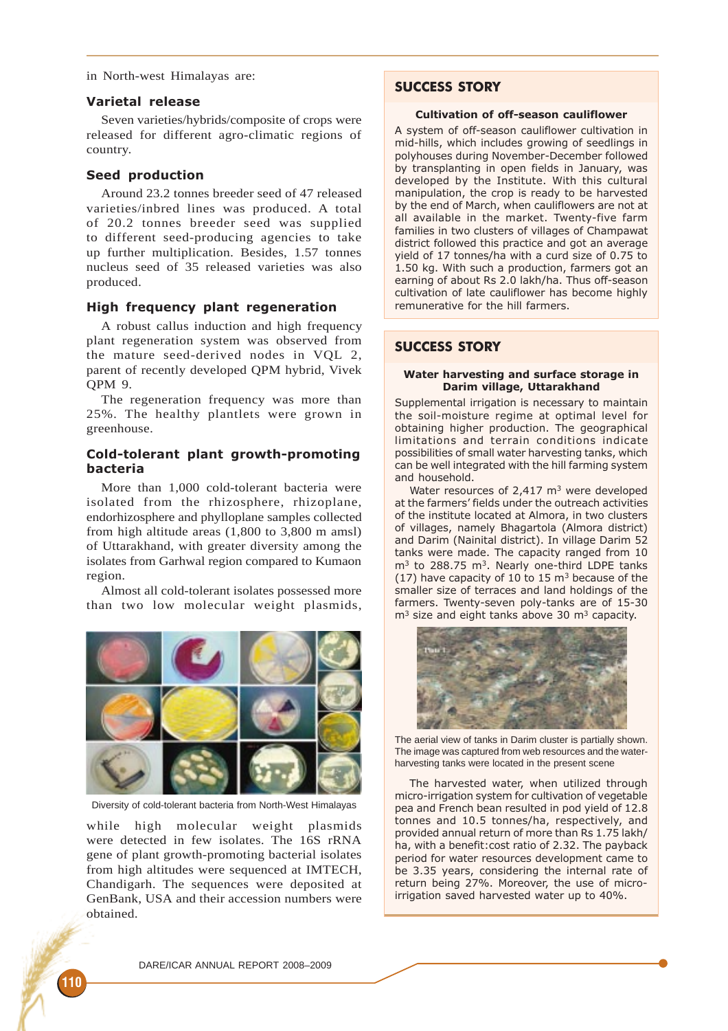in North-west Himalayas are:

### Varietal release

Seven varieties/hybrids/composite of crops were released for different agro-climatic regions of country.

### Seed production

Around 23.2 tonnes breeder seed of 47 released varieties/inbred lines was produced. A total of 20.2 tonnes breeder seed was supplied to different seed-producing agencies to take up further multiplication. Besides, 1.57 tonnes nucleus seed of 35 released varieties was also produced.

### High frequency plant regeneration

A robust callus induction and high frequency plant regeneration system was observed from the mature seed-derived nodes in VQL 2, parent of recently developed QPM hybrid, Vivek QPM 9.

The regeneration frequency was more than 25%. The healthy plantlets were grown in greenhouse.

### Cold-tolerant plant growth-promoting bacteria

More than 1,000 cold-tolerant bacteria were isolated from the rhizosphere, rhizoplane, endorhizosphere and phylloplane samples collected from high altitude areas (1,800 to 3,800 m amsl) of Uttarakhand, with greater diversity among the isolates from Garhwal region compared to Kumaon region.

Almost all cold-tolerant isolates possessed more than two low molecular weight plasmids, while high molecular weight plasmids were detected in few isolates. The 16S rRNA gene of plant growth-promoting bacterial isolates from high altitudes were sequenced at IMTECH, Chandigarh. The sequences were deposited at GenBank, USA and their accession numbers were obtained.

Diversity of cold-tolerant bacteria from North-West Himalayas

## SUCCESS STORY

#### Cultivation of off-season cauliflower

A system of off-season cauliflower cultivation in mid-hills, which includes growing of seedlings in polyhouses during November-December followed by transplanting in open fields in January, was developed by the Institute. With this cultural manipulation, the crop is ready to be harvested by the end of March, when cauliflowers are not at all available in the market. Twenty-five farm families in two clusters of villages of Champawat district followed this practice and got an average yield of 17 tonnes/ha with a curd size of 0.75 to 1.50 kg. With such a production, farmers got an earning of about Rs 2.0 lakh/ha. Thus off-season cultivation of late cauliflower has become highly remunerative for the hill farmers.

## SUCCESS STORY

#### Water harvesting and surface storage in Darim village, Uttarakhand

Supplemental irrigation is necessary to maintain the soil-moisture regime at optimal level for obtaining higher production. The geographical limitations and terrain conditions indicate possibilities of small water harvesting tanks, which can be well integrated with the hill farming system and household.

Water resources of 2,417 $m^3$ were developed at the farmers' fields under the outreach activities of the institute located at Almora, in two clusters of villages, namely Bhagartola (Almora district) and Darim (Nainital district). In village Darim 52 tanks were made. The capacity ranged from 10 $m^3$ to 288.75 $m^3$. Nearly one-third LDPE tanks (17) have capacity of 10 to 15 $m^3$ because of the smaller size of terraces and land holdings of the farmers. Twenty-seven poly-tanks are of 15-30 $m^3$ size and eight tanks above 30 $m^3$ capacity.

The aerial view of tanks in Darim cluster is partially shown. The image was captured from web resources and the water-harvesting tanks were located in the present scene

The harvested water, when utilized through micro-irrigation system for cultivation of vegetable pea and French bean resulted in pod yield of 12.8 tonnes and 10.5 tonnes/ha, respectively, and provided annual return of more than Rs 1.75 lakh/ha, with a benefit:cost ratio of 2.32. The payback period for water resources development came to be 3.35 years, considering the internal rate of return being 27%. Moreover, the use of micro-irrigation saved harvested water up to 40%.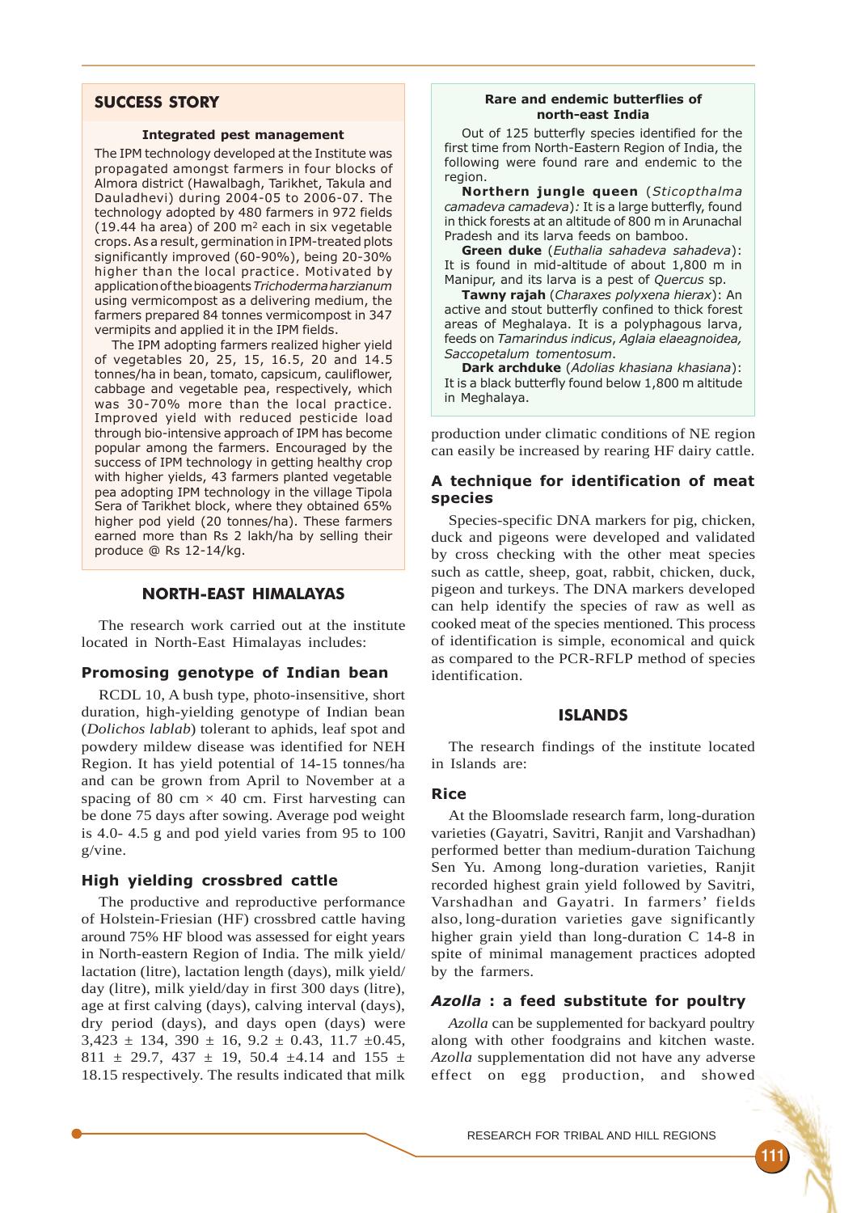## SUCCESS STORY

### Integrated pest management

The IPM technology developed at the Institute was propagated amongst farmers in four blocks of Almora district (Hawalbagh, Tarikhet, Takula and Dauladhevi) during 2004-05 to 2006-07. The technology adopted by 480 farmers in 972 fields (19.44 ha area) of 200 $m^2$ each in six vegetable crops. As a result, germination in IPM-treated plots significantly improved (60-90%), being 20-30% higher than the local practice. Motivated by application of the bioagents *Trichoderma harzianum* using vermicompost as a delivering medium, the farmers prepared 84 tonnes vermicompost in 347 vermipits and applied it in the IPM fields.

The IPM adopting farmers realized higher yield of vegetables 20, 25, 15, 16.5, 20 and 14.5 tonnes/ha in bean, tomato, capsicum, cauliflower, cabbage and vegetable pea, respectively, which was 30-70% more than the local practice. Improved yield with reduced pesticide load through bio-intensive approach of IPM has become popular among the farmers. Encouraged by the success of IPM technology in getting healthy crop with higher yields, 43 farmers planted vegetable pea adopting IPM technology in the village Tipola Sera of Tarikhet block, where they obtained 65% higher pod yield (20 tonnes/ha). These farmers earned more than Rs 2 lakh/ha by selling their produce @ Rs 12-14/kg.

## NORTH-EAST HIMALAYAS

The research work carried out at the institute located in North-East Himalayas includes:

### Promosing genotype of Indian bean

RCDL 10, A bush type, photo-insensitive, short duration, high-yielding genotype of Indian bean (*Dolichos lablab*) tolerant to aphids, leaf spot and powdery mildew disease was identified for NEH Region. It has yield potential of 14-15 tonnes/ha and can be grown from April to November at a spacing of 80 cm × 40 cm. First harvesting can be done 75 days after sowing. Average pod weight is 4.0- 4.5 g and pod yield varies from 95 to 100 g/vine.

### High yielding crossbred cattle

The productive and reproductive performance of Holstein-Friesian (HF) crossbred cattle having around 75% HF blood was assessed for eight years in North-eastern Region of India. The milk yield/ lactation (litre), lactation length (days), milk yield/ day (litre), milk yield/day in first 300 days (litre), age at first calving (days), calving interval (days), dry period (days), and days open (days) were 3,423 ± 134, 390 ± 16, 9.2 ± 0.43, 11.7 ±0.45, 811 ± 29.7, 437 ± 19, 50.4 ±4.14 and 155 ± 18.15 respectively. The results indicated that milk production under climatic conditions of NE region can easily be increased by rearing HF dairy cattle.

### Rare and endemic butterflies of north-east India

Out of 125 butterfly species identified for the first time from North-Eastern Region of India, the following were found rare and endemic to the region.

**Northern jungle queen** (*Sticopthalma camadeva camadeva*): It is a large butterfly, found in thick forests at an altitude of 800 m in Arunachal Pradesh and its larva feeds on bamboo.

**Green duke** (*Euthalia sahadeva sahadeva*): It is found in mid-altitude of about 1,800 m in Manipur, and its larva is a pest of *Quercus* sp.

**Tawny rajah** (*Charaxes polyxena hierax*): An active and stout butterfly confined to thick forest areas of Meghalaya. It is a polyphagous larva, feeds on *Tamarindus indicus*, *Aglaia elaeagnoidea, Saccopetalum tomentosum*.

**Dark archduke** (*Adolias khasiana khasiana*): It is a black butterfly found below 1,800 m altitude in Meghalaya.

### A technique for identification of meat species

Species-specific DNA markers for pig, chicken, duck and pigeons were developed and validated by cross checking with the other meat species such as cattle, sheep, goat, rabbit, chicken, duck, pigeon and turkeys. The DNA markers developed can help identify the species of raw as well as cooked meat of the species mentioned. This process of identification is simple, economical and quick as compared to the PCR-RFLP method of species identification.

## ISLANDS

The research findings of the institute located in Islands are:

### Rice

At the Bloomslade research farm, long-duration varieties (Gayatri, Savitri, Ranjit and Varshadhan) performed better than medium-duration Taichung Sen Yu. Among long-duration varieties, Ranjit recorded highest grain yield followed by Savitri, Varshadhan and Gayatri. In farmers' fields also, long-duration varieties gave significantly higher grain yield than long-duration C 14-8 in spite of minimal management practices adopted by the farmers.

### *Azolla* : a feed substitute for poultry

*Azolla* can be supplemented for backyard poultry along with other foodgrains and kitchen waste. *Azolla* supplementation did not have any adverse effect on egg production, and showed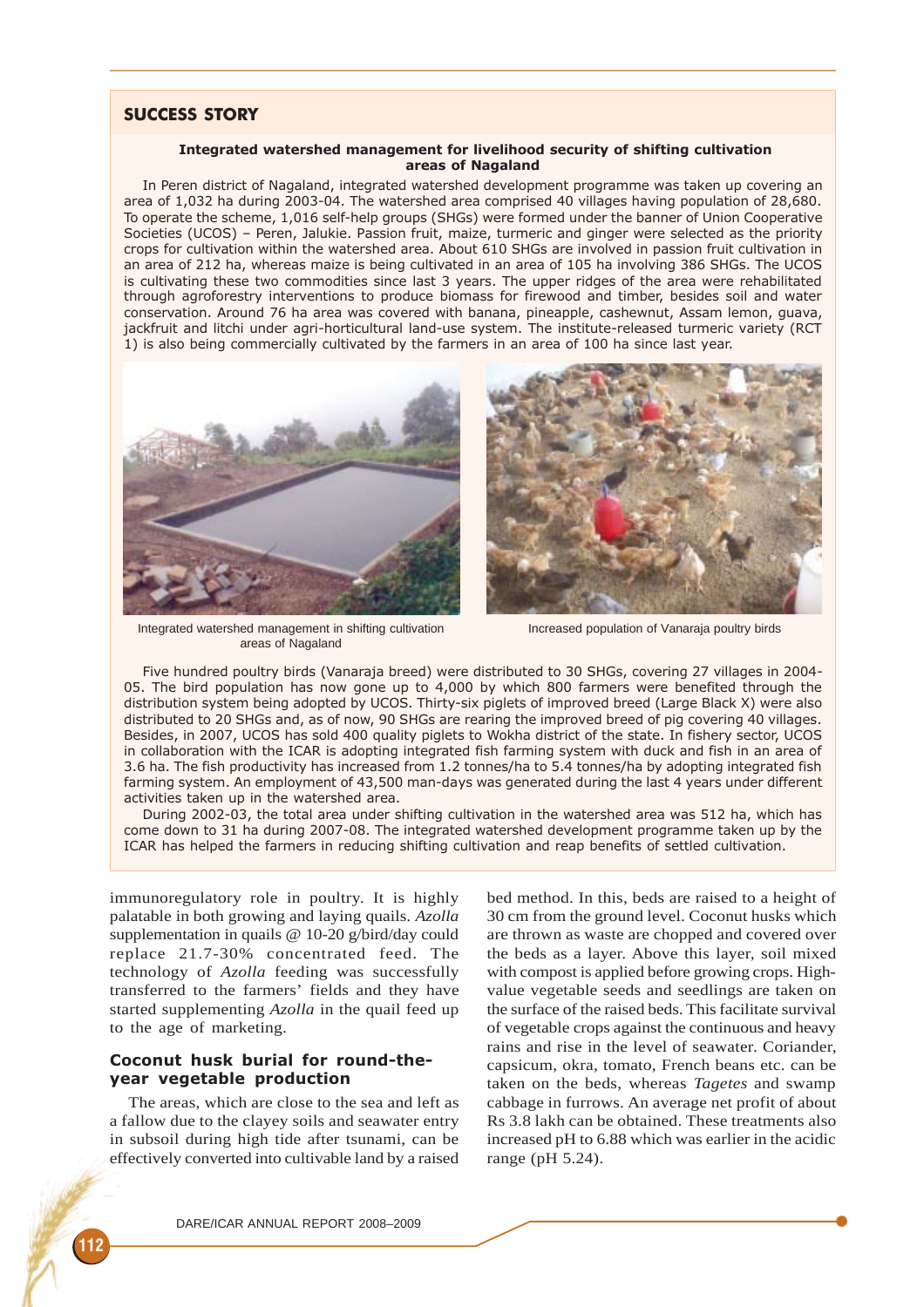## SUCCESS STORY

**Integrated watershed management for livelihood security of shifting cultivation areas of Nagaland**

In Peren district of Nagaland, integrated watershed development programme was taken up covering an area of 1,032 ha during 2003-04. The watershed area comprised 40 villages having population of 28,680. To operate the scheme, 1,016 self-help groups (SHGs) were formed under the banner of Union Cooperative Societies (UCOS) – Peren, Jalukie. Passion fruit, maize, turmeric and ginger were selected as the priority crops for cultivation within the watershed area. About 610 SHGs are involved in passion fruit cultivation in an area of 212 ha, whereas maize is being cultivated in an area of 105 ha involving 386 SHGs. The UCOS is cultivating these two commodities since last 3 years. The upper ridges of the area were rehabilitated through agroforestry interventions to produce biomass for firewood and timber, besides soil and water conservation. Around 76 ha area was covered with banana, pineapple, cashewnut, Assam lemon, guava, jackfruit and litchi under agri-horticultural land-use system. The institute-released turmeric variety (RCT 1) is also being commercially cultivated by the farmers in an area of 100 ha since last year.

Integrated watershed management in shifting cultivation areas of Nagaland

Increased population of Vanaraja poultry birds

Five hundred poultry birds (Vanaraja breed) were distributed to 30 SHGs, covering 27 villages in 2004-05. The bird population has now gone up to 4,000 by which 800 farmers were benefited through the distribution system being adopted by UCOS. Thirty-six piglets of improved breed (Large Black X) were also distributed to 20 SHGs and, as of now, 90 SHGs are rearing the improved breed of pig covering 40 villages. Besides, in 2007, UCOS has sold 400 quality piglets to Wokha district of the state. In fishery sector, UCOS in collaboration with the ICAR is adopting integrated fish farming system with duck and fish in an area of 3.6 ha. The fish productivity has increased from 1.2 tonnes/ha to 5.4 tonnes/ha by adopting integrated fish farming system. An employment of 43,500 man-days was generated during the last 4 years under different activities taken up in the watershed area.

During 2002-03, the total area under shifting cultivation in the watershed area was 512 ha, which has come down to 31 ha during 2007-08. The integrated watershed development programme taken up by the ICAR has helped the farmers in reducing shifting cultivation and reap benefits of settled cultivation.

immunoregulatory role in poultry. It is highly palatable in both growing and laying quails. *Azolla* supplementation in quails @ 10-20 g/bird/day could replace 21.7-30% concentrated feed. The technology of *Azolla* feeding was successfully transferred to the farmers' fields and they have started supplementing *Azolla* in the quail feed up to the age of marketing.

### Coconut husk burial for round-the-year vegetable production

The areas, which are close to the sea and left as a fallow due to the clayey soils and seawater entry in subsoil during high tide after tsunami, can be effectively converted into cultivable land by a raised bed method. In this, beds are raised to a height of 30 cm from the ground level. Coconut husks which are thrown as waste are chopped and covered over the beds as a layer. Above this layer, soil mixed with compost is applied before growing crops. High-value vegetable seeds and seedlings are taken on the surface of the raised beds. This facilitate survival of vegetable crops against the continuous and heavy rains and rise in the level of seawater. Coriander, capsicum, okra, tomato, French beans etc. can be taken on the beds, whereas *Tagetes* and swamp cabbage in furrows. An average net profit of about Rs 3.8 lakh can be obtained. These treatments also increased pH to 6.88 which was earlier in the acidic range (pH 5.24).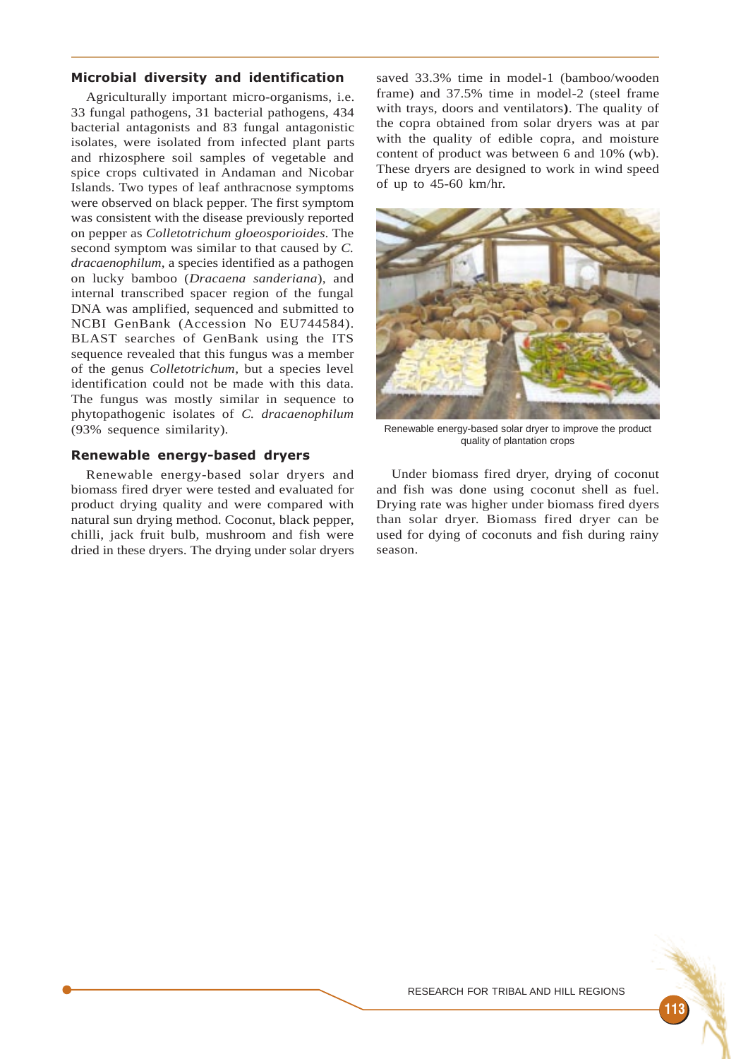## Microbial diversity and identification

Agriculturally important micro-organisms, i.e. 33 fungal pathogens, 31 bacterial pathogens, 434 bacterial antagonists and 83 fungal antagonistic isolates, were isolated from infected plant parts and rhizosphere soil samples of vegetable and spice crops cultivated in Andaman and Nicobar Islands. Two types of leaf anthracnose symptoms were observed on black pepper. The first symptom was consistent with the disease previously reported on pepper as *Colletotrichum gloeosporioides*. The second symptom was similar to that caused by *C. dracaenophilum*, a species identified as a pathogen on lucky bamboo (*Dracaena sanderiana*), and internal transcribed spacer region of the fungal DNA was amplified, sequenced and submitted to NCBI GenBank (Accession No EU744584). BLAST searches of GenBank using the ITS sequence revealed that this fungus was a member of the genus *Colletotrichum*, but a species level identification could not be made with this data. The fungus was mostly similar in sequence to phytopathogenic isolates of *C. dracaenophilum* (93% sequence similarity).

## Renewable energy-based dryers

Renewable energy-based solar dryers and biomass fired dryer were tested and evaluated for product drying quality and were compared with natural sun drying method. Coconut, black pepper, chilli, jack fruit bulb, mushroom and fish were dried in these dryers. The drying under solar dryers saved 33.3% time in model-1 (bamboo/wooden frame) and 37.5% time in model-2 (steel frame with trays, doors and ventilators**)**. The quality of the copra obtained from solar dryers was at par with the quality of edible copra, and moisture content of product was between 6 and 10% (wb). These dryers are designed to work in wind speed of up to 45-60 km/hr.

Renewable energy-based solar dryer to improve the product quality of plantation crops

Under biomass fired dryer, drying of coconut and fish was done using coconut shell as fuel. Drying rate was higher under biomass fired dyers than solar dryer. Biomass fired dryer can be used for dying of coconuts and fish during rainy season.